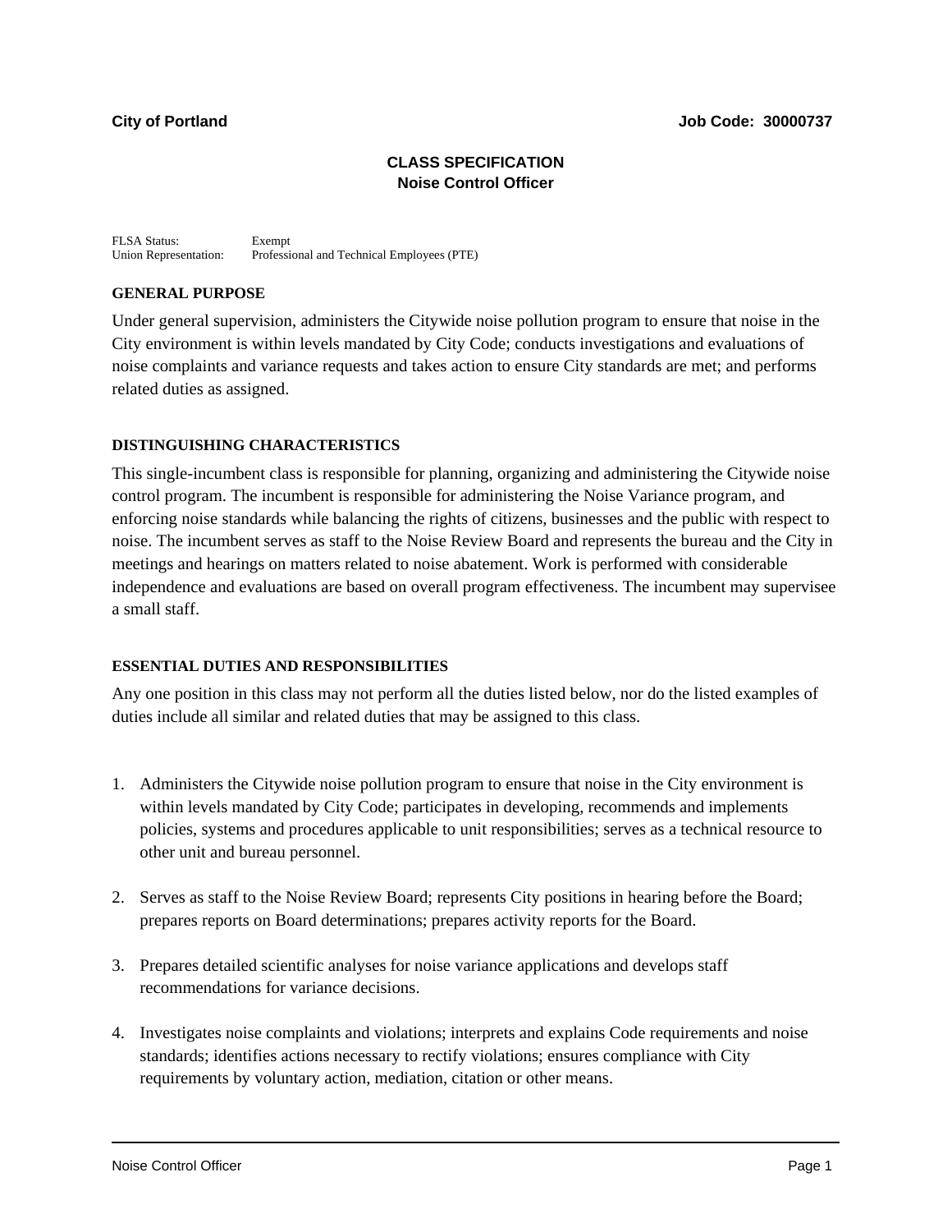**City of Portland** **Job Code: 30000737**

# CLASS SPECIFICATION
## Noise Control Officer

FLSA Status: Exempt
Union Representation: Professional and Technical Employees (PTE)

### GENERAL PURPOSE

Under general supervision, administers the Citywide noise pollution program to ensure that noise in the City environment is within levels mandated by City Code; conducts investigations and evaluations of noise complaints and variance requests and takes action to ensure City standards are met; and performs related duties as assigned.

### DISTINGUISHING CHARACTERISTICS

This single-incumbent class is responsible for planning, organizing and administering the Citywide noise control program. The incumbent is responsible for administering the Noise Variance program, and enforcing noise standards while balancing the rights of citizens, businesses and the public with respect to noise. The incumbent serves as staff to the Noise Review Board and represents the bureau and the City in meetings and hearings on matters related to noise abatement. Work is performed with considerable independence and evaluations are based on overall program effectiveness. The incumbent may supervisee a small staff.

### ESSENTIAL DUTIES AND RESPONSIBILITIES

Any one position in this class may not perform all the duties listed below, nor do the listed examples of duties include all similar and related duties that may be assigned to this class.

1. Administers the Citywide noise pollution program to ensure that noise in the City environment is within levels mandated by City Code; participates in developing, recommends and implements policies, systems and procedures applicable to unit responsibilities; serves as a technical resource to other unit and bureau personnel.

2. Serves as staff to the Noise Review Board; represents City positions in hearing before the Board; prepares reports on Board determinations; prepares activity reports for the Board.

3. Prepares detailed scientific analyses for noise variance applications and develops staff recommendations for variance decisions.

4. Investigates noise complaints and violations; interprets and explains Code requirements and noise standards; identifies actions necessary to rectify violations; ensures compliance with City requirements by voluntary action, mediation, citation or other means.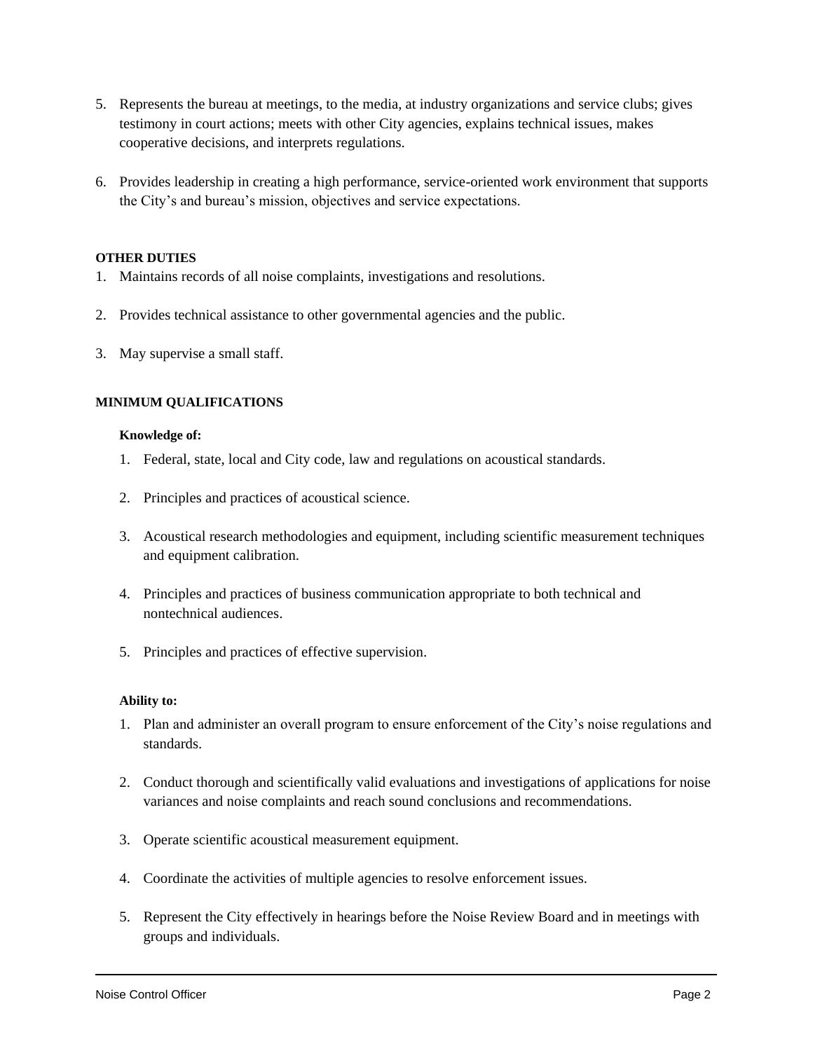5. Represents the bureau at meetings, to the media, at industry organizations and service clubs; gives testimony in court actions; meets with other City agencies, explains technical issues, makes cooperative decisions, and interprets regulations.

6. Provides leadership in creating a high performance, service-oriented work environment that supports the City's and bureau's mission, objectives and service expectations.

**OTHER DUTIES**

1. Maintains records of all noise complaints, investigations and resolutions.

2. Provides technical assistance to other governmental agencies and the public.

3. May supervise a small staff.

**MINIMUM QUALIFICATIONS**

**Knowledge of:**

1. Federal, state, local and City code, law and regulations on acoustical standards.

2. Principles and practices of acoustical science.

3. Acoustical research methodologies and equipment, including scientific measurement techniques and equipment calibration.

4. Principles and practices of business communication appropriate to both technical and nontechnical audiences.

5. Principles and practices of effective supervision.

**Ability to:**

1. Plan and administer an overall program to ensure enforcement of the City's noise regulations and standards.

2. Conduct thorough and scientifically valid evaluations and investigations of applications for noise variances and noise complaints and reach sound conclusions and recommendations.

3. Operate scientific acoustical measurement equipment.

4. Coordinate the activities of multiple agencies to resolve enforcement issues.

5. Represent the City effectively in hearings before the Noise Review Board and in meetings with groups and individuals.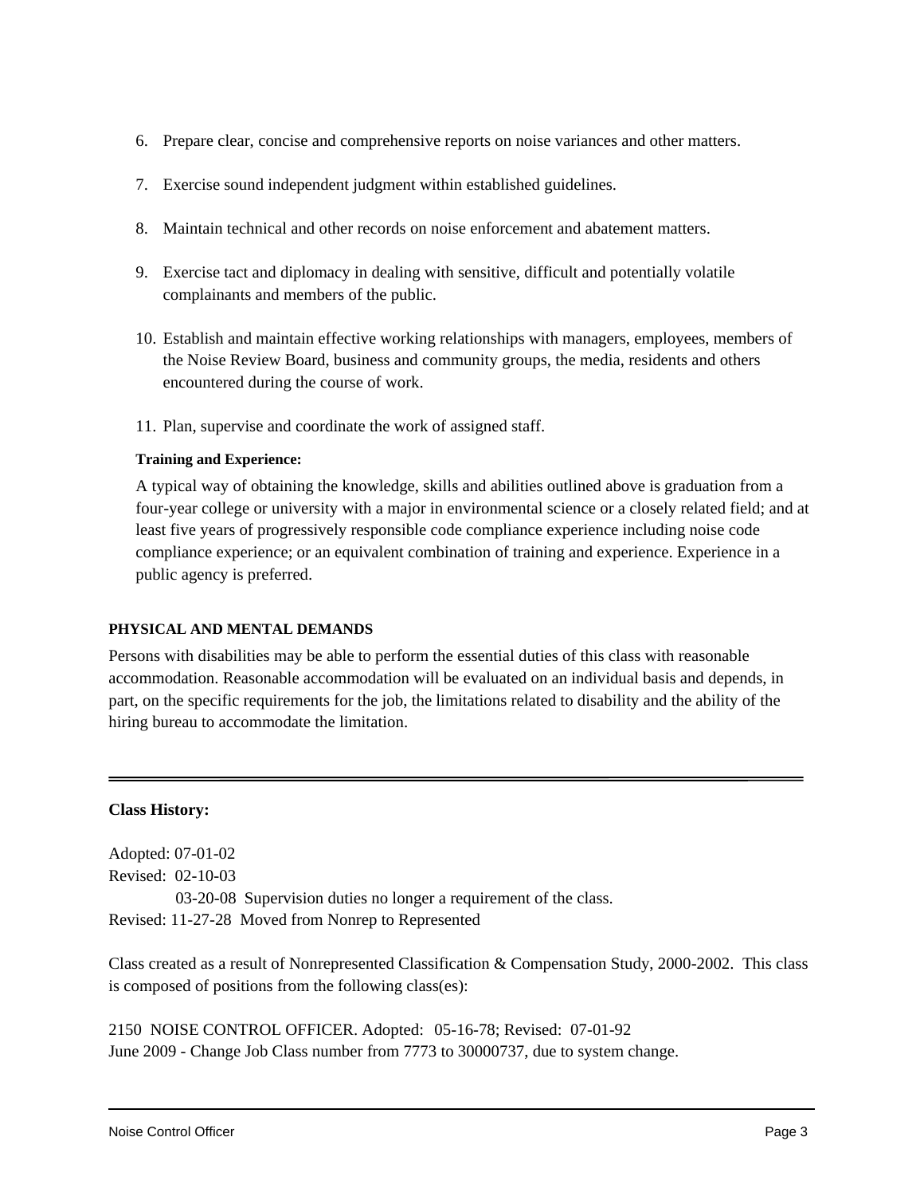6. Prepare clear, concise and comprehensive reports on noise variances and other matters.

7. Exercise sound independent judgment within established guidelines.

8. Maintain technical and other records on noise enforcement and abatement matters.

9. Exercise tact and diplomacy in dealing with sensitive, difficult and potentially volatile complainants and members of the public.

10. Establish and maintain effective working relationships with managers, employees, members of the Noise Review Board, business and community groups, the media, residents and others encountered during the course of work.

11. Plan, supervise and coordinate the work of assigned staff.

**Training and Experience:**

A typical way of obtaining the knowledge, skills and abilities outlined above is graduation from a four-year college or university with a major in environmental science or a closely related field; and at least five years of progressively responsible code compliance experience including noise code compliance experience; or an equivalent combination of training and experience. Experience in a public agency is preferred.

**PHYSICAL AND MENTAL DEMANDS**

Persons with disabilities may be able to perform the essential duties of this class with reasonable accommodation. Reasonable accommodation will be evaluated on an individual basis and depends, in part, on the specific requirements for the job, the limitations related to disability and the ability of the hiring bureau to accommodate the limitation.

---

**Class History:**

Adopted: 07-01-02
Revised: 02-10-03
03-20-08 Supervision duties no longer a requirement of the class.
Revised: 11-27-28 Moved from Nonrep to Represented

Class created as a result of Nonrepresented Classification & Compensation Study, 2000-2002. This class is composed of positions from the following class(es):

2150 NOISE CONTROL OFFICER. Adopted: 05-16-78; Revised: 07-01-92
June 2009 - Change Job Class number from 7773 to 30000737, due to system change.